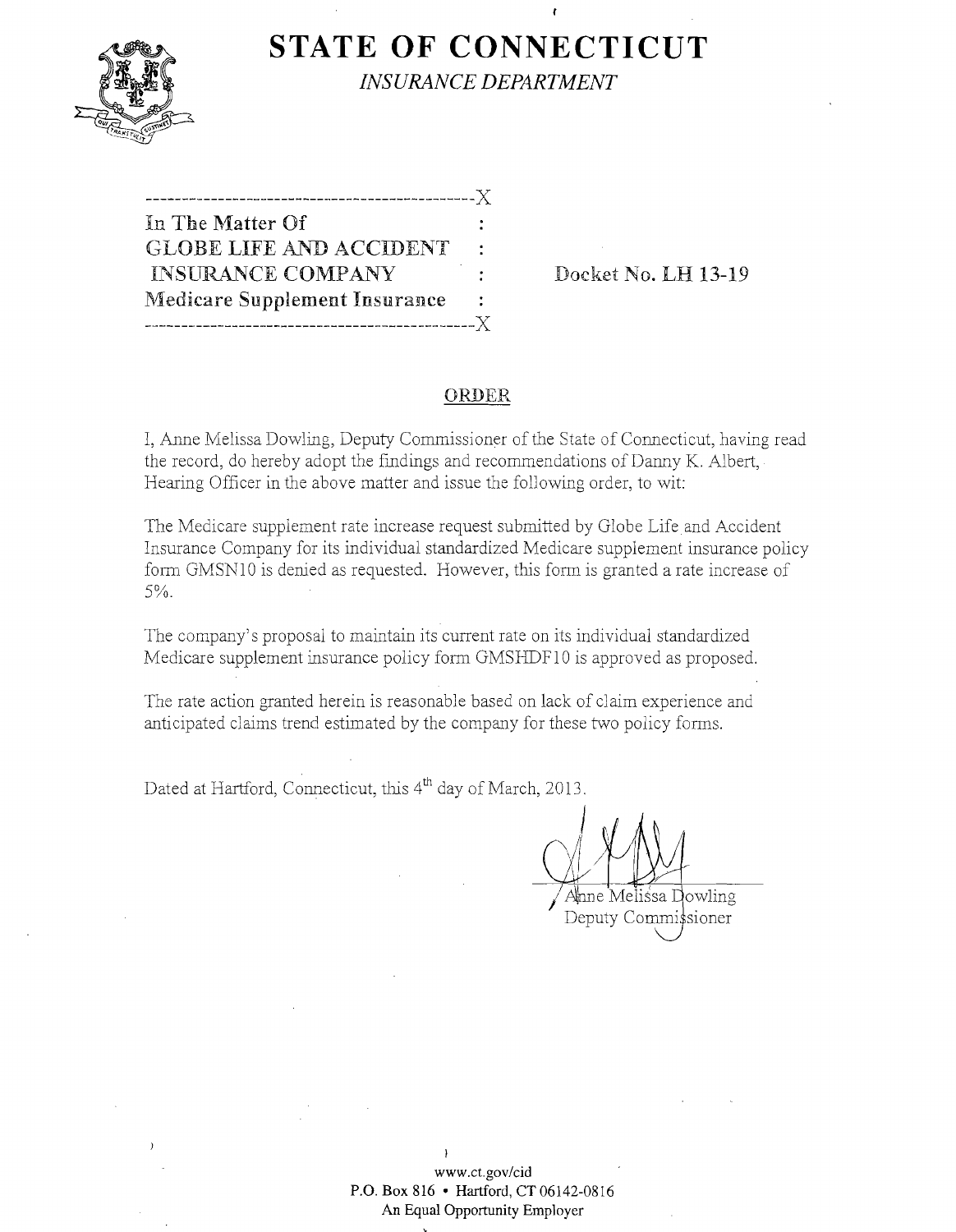# STATE OF CONNECTICUT

*INSURANCE DEPARTMENT*

---

In The Matter Of
GLOBE LIFE AND ACCIDENT
INSURANCE COMPANY
Medicare Supplement Insurance

Docket No. LH 13-19

---

## ORDER

I, Anne Melissa Dowling, Deputy Commissioner of the State of Connecticut, having read the record, do hereby adopt the findings and recommendations of Danny K. Albert, Hearing Officer in the above matter and issue the following order, to wit:

The Medicare supplement rate increase request submitted by Globe Life and Accident Insurance Company for its individual standardized Medicare supplement insurance policy form GMSN10 is denied as requested. However, this form is granted a rate increase of 5%.

The company's proposal to maintain its current rate on its individual standardized Medicare supplement insurance policy form GMSHDF10 is approved as proposed.

The rate action granted herein is reasonable based on lack of claim experience and anticipated claims trend estimated by the company for these two policy forms.

Dated at Hartford, Connecticut, this 4th day of March, 2013.

Anne Melissa Dowling
Deputy Commissioner

www.ct.gov/cid
P.O. Box 816 • Hartford, CT 06142-0816
An Equal Opportunity Employer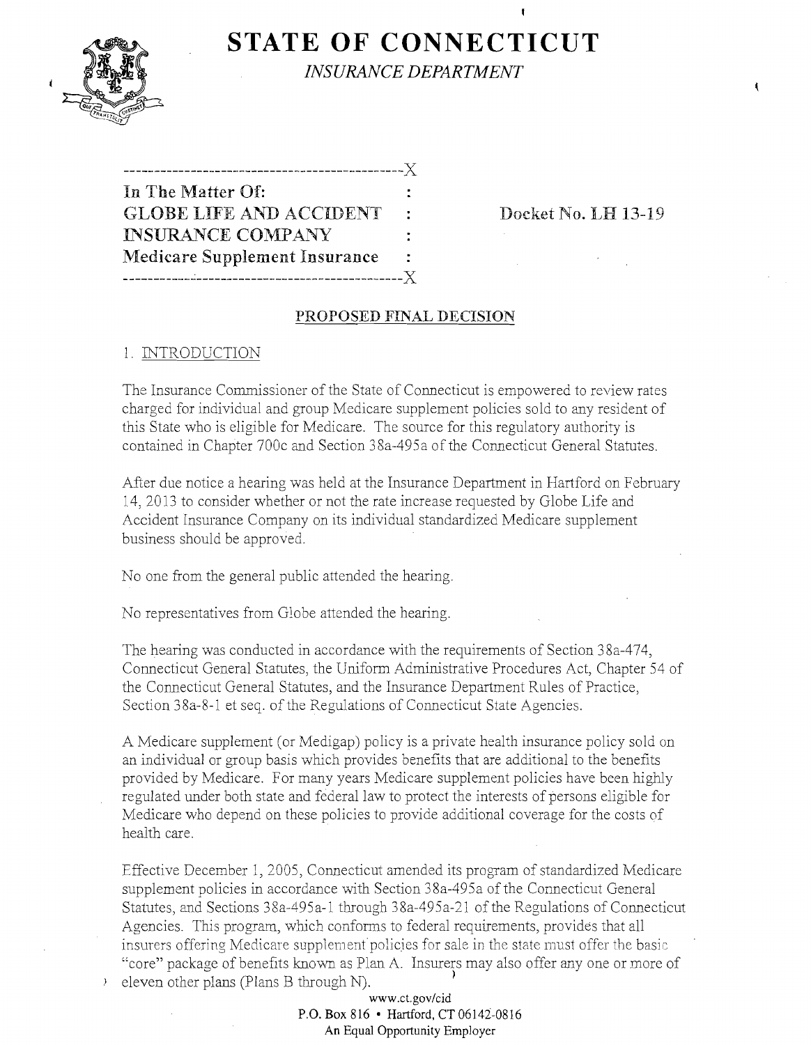# STATE OF CONNECTICUT

*INSURANCE DEPARTMENT*

```
----------------------------------------------X
In The Matter Of:                             :
GLOBE LIFE AND ACCIDENT                       :        Docket No. LH 13-19
INSURANCE COMPANY                             :
Medicare Supplement Insurance                 :
----------------------------------------------X
```

## PROPOSED FINAL DECISION

### 1. INTRODUCTION

The Insurance Commissioner of the State of Connecticut is empowered to review rates charged for individual and group Medicare supplement policies sold to any resident of this State who is eligible for Medicare. The source for this regulatory authority is contained in Chapter 700c and Section 38a-495a of the Connecticut General Statutes.

After due notice a hearing was held at the Insurance Department in Hartford on February 14, 2013 to consider whether or not the rate increase requested by Globe Life and Accident Insurance Company on its individual standardized Medicare supplement business should be approved.

No one from the general public attended the hearing.

No representatives from Globe attended the hearing.

The hearing was conducted in accordance with the requirements of Section 38a-474, Connecticut General Statutes, the Uniform Administrative Procedures Act, Chapter 54 of the Connecticut General Statutes, and the Insurance Department Rules of Practice, Section 38a-8-1 et seq. of the Regulations of Connecticut State Agencies.

A Medicare supplement (or Medigap) policy is a private health insurance policy sold on an individual or group basis which provides benefits that are additional to the benefits provided by Medicare. For many years Medicare supplement policies have been highly regulated under both state and federal law to protect the interests of persons eligible for Medicare who depend on these policies to provide additional coverage for the costs of health care.

Effective December 1, 2005, Connecticut amended its program of standardized Medicare supplement policies in accordance with Section 38a-495a of the Connecticut General Statutes, and Sections 38a-495a-1 through 38a-495a-21 of the Regulations of Connecticut Agencies. This program, which conforms to federal requirements, provides that all insurers offering Medicare supplement policies for sale in the state must offer the basic "core" package of benefits known as Plan A. Insurers may also offer any one or more of eleven other plans (Plans B through N).

www.ct.gov/cid
P.O. Box 816 • Hartford, CT 06142-0816
An Equal Opportunity Employer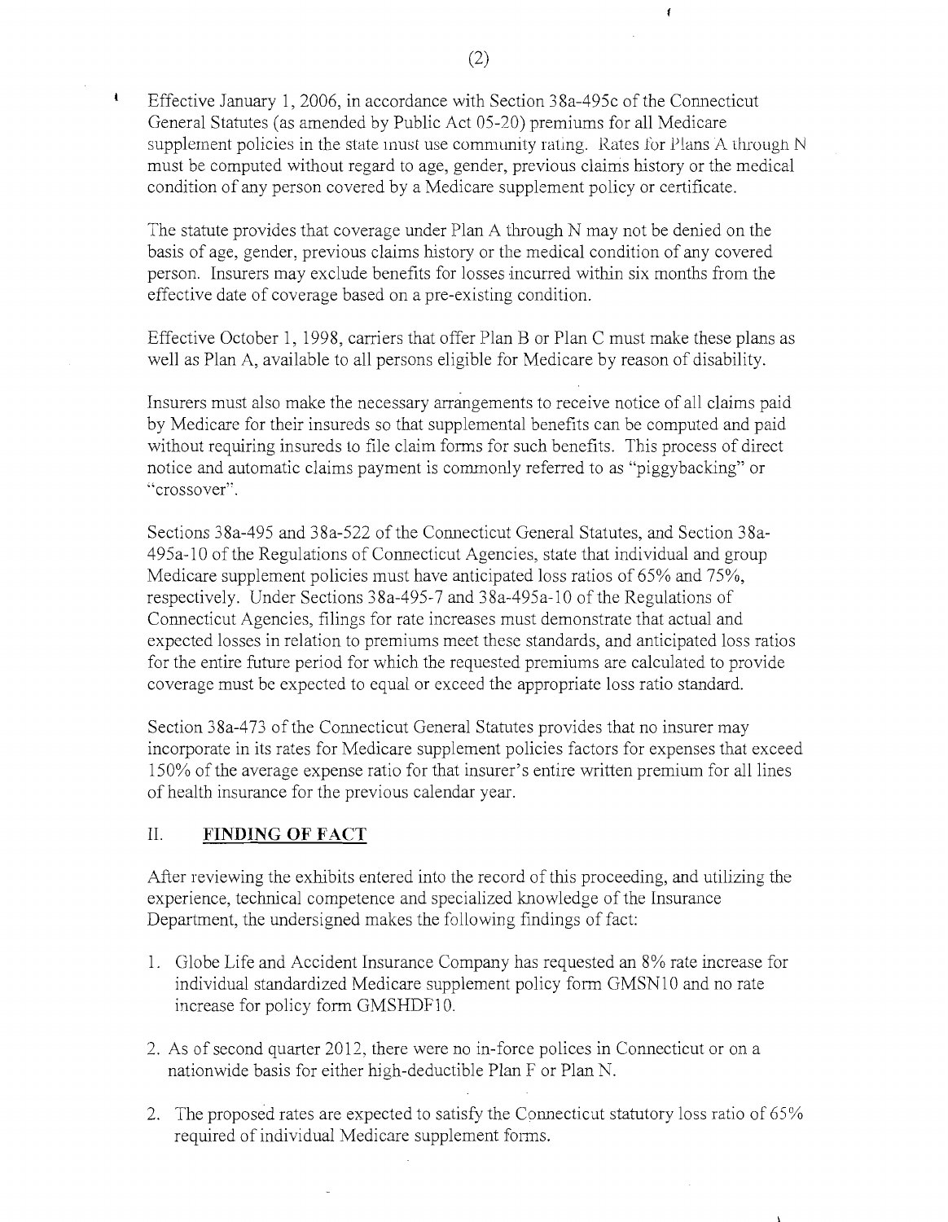Effective January 1, 2006, in accordance with Section 38a-495c of the Connecticut General Statutes (as amended by Public Act 05-20) premiums for all Medicare supplement policies in the state must use community rating. Rates for Plans A through N must be computed without regard to age, gender, previous claims history or the medical condition of any person covered by a Medicare supplement policy or certificate.

The statute provides that coverage under Plan A through N may not be denied on the basis of age, gender, previous claims history or the medical condition of any covered person. Insurers may exclude benefits for losses incurred within six months from the effective date of coverage based on a pre-existing condition.

Effective October 1, 1998, carriers that offer Plan B or Plan C must make these plans as well as Plan A, available to all persons eligible for Medicare by reason of disability.

Insurers must also make the necessary arrangements to receive notice of all claims paid by Medicare for their insureds so that supplemental benefits can be computed and paid without requiring insureds to file claim forms for such benefits. This process of direct notice and automatic claims payment is commonly referred to as "piggybacking" or "crossover".

Sections 38a-495 and 38a-522 of the Connecticut General Statutes, and Section 38a-495a-10 of the Regulations of Connecticut Agencies, state that individual and group Medicare supplement policies must have anticipated loss ratios of 65% and 75%, respectively. Under Sections 38a-495-7 and 38a-495a-10 of the Regulations of Connecticut Agencies, filings for rate increases must demonstrate that actual and expected losses in relation to premiums meet these standards, and anticipated loss ratios for the entire future period for which the requested premiums are calculated to provide coverage must be expected to equal or exceed the appropriate loss ratio standard.

Section 38a-473 of the Connecticut General Statutes provides that no insurer may incorporate in its rates for Medicare supplement policies factors for expenses that exceed 150% of the average expense ratio for that insurer's entire written premium for all lines of health insurance for the previous calendar year.

## II. FINDING OF FACT

After reviewing the exhibits entered into the record of this proceeding, and utilizing the experience, technical competence and specialized knowledge of the Insurance Department, the undersigned makes the following findings of fact:

1. Globe Life and Accident Insurance Company has requested an 8% rate increase for individual standardized Medicare supplement policy form GMSN10 and no rate increase for policy form GMSHDF10.

2. As of second quarter 2012, there were no in-force polices in Connecticut or on a nationwide basis for either high-deductible Plan F or Plan N.

2. The proposed rates are expected to satisfy the Connecticut statutory loss ratio of 65% required of individual Medicare supplement forms.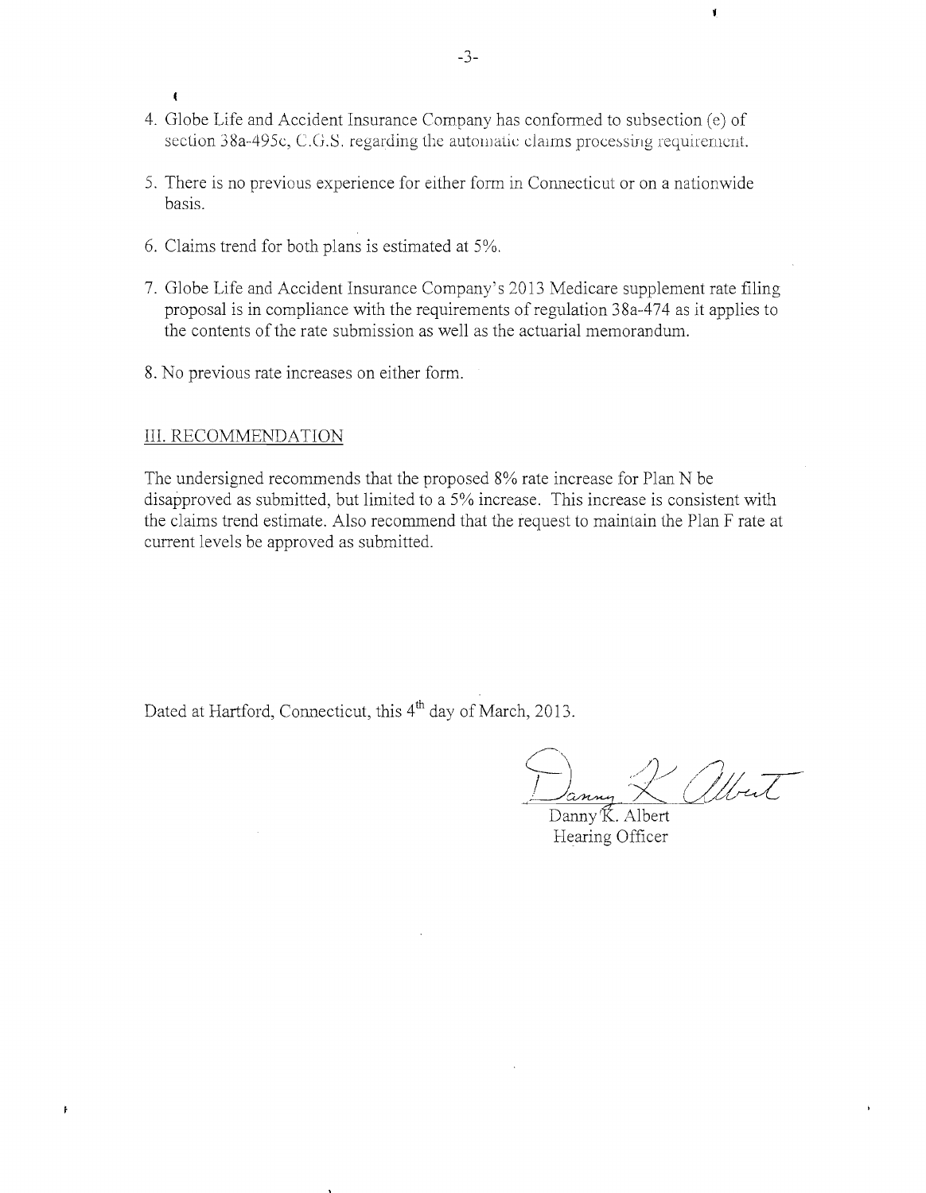4. Globe Life and Accident Insurance Company has conformed to subsection (e) of section 38a-495c, C.G.S. regarding the automatic claims processing requirement.

5. There is no previous experience for either form in Connecticut or on a nationwide basis.

6. Claims trend for both plans is estimated at 5%.

7. Globe Life and Accident Insurance Company's 2013 Medicare supplement rate filing proposal is in compliance with the requirements of regulation 38a-474 as it applies to the contents of the rate submission as well as the actuarial memorandum.

8. No previous rate increases on either form.

## III. RECOMMENDATION

The undersigned recommends that the proposed 8% rate increase for Plan N be disapproved as submitted, but limited to a 5% increase. This increase is consistent with the claims trend estimate. Also recommend that the request to maintain the Plan F rate at current levels be approved as submitted.

Dated at Hartford, Connecticut, this 4th day of March, 2013.

Danny K. Albert
Hearing Officer